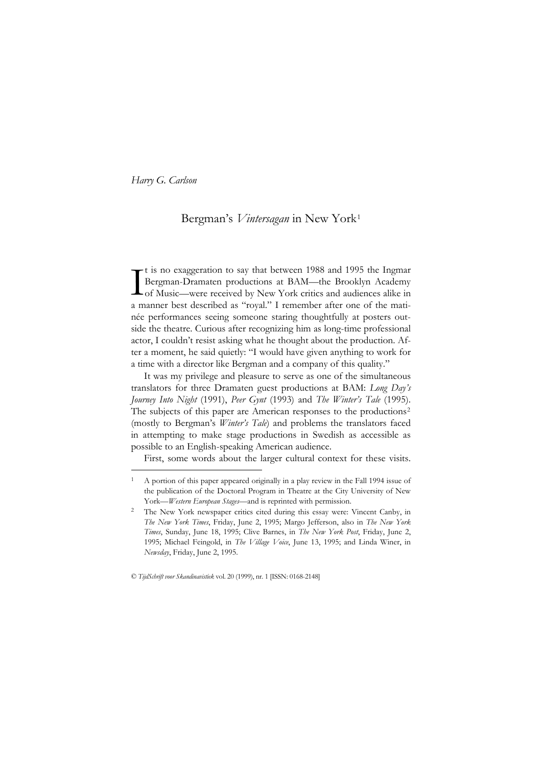*Harry G. Carlson*

# Bergman's *Vintersagan* in New York[1]

It is no exaggeration to say that between 1988 and 1995 the Ingmar Bergman-Dramaten productions at BAM—the Brooklyn Academy of Music—were received by New York critics and audiences alike in a manner best described as "royal." I remember after one of the matinée performances seeing someone staring thoughtfully at posters outside the theatre. Curious after recognizing him as long-time professional actor, I couldn't resist asking what he thought about the production. After a moment, he said quietly: "I would have given anything to work for a time with a director like Bergman and a company of this quality."

It was my privilege and pleasure to serve as one of the simultaneous translators for three Dramaten guest productions at BAM: *Long Day's Journey Into Night* (1991), *Peer Gynt* (1993) and *The Winter's Tale* (1995). The subjects of this paper are American responses to the productions[2] (mostly to Bergman's *Winter's Tale*) and problems the translators faced in attempting to make stage productions in Swedish as accessible as possible to an English-speaking American audience.

First, some words about the larger cultural context for these visits.

---

1. A portion of this paper appeared originally in a play review in the Fall 1994 issue of the publication of the Doctoral Program in Theatre at the City University of New York—*Western European Stages*—and is reprinted with permission.

2. The New York newspaper critics cited during this essay were: Vincent Canby, in *The New York Times*, Friday, June 2, 1995; Margo Jefferson, also in *The New York Times*, Sunday, June 18, 1995; Clive Barnes, in *The New York Post*, Friday, June 2, 1995; Michael Feingold, in *The Village Voice*, June 13, 1995; and Linda Winer, in *Newsday*, Friday, June 2, 1995.

© *TijdSchrift voor Skandinavistiek* vol. 20 (1999), nr. 1 [ISSN: 0168-2148]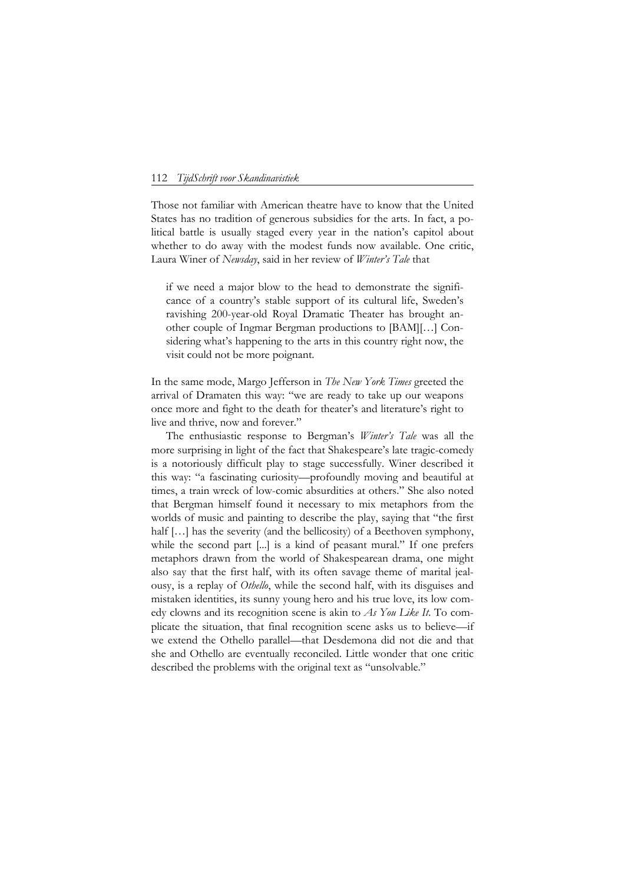Those not familiar with American theatre have to know that the United States has no tradition of generous subsidies for the arts. In fact, a political battle is usually staged every year in the nation's capitol about whether to do away with the modest funds now available. One critic, Laura Winer of *Newsday*, said in her review of *Winter's Tale* that

> if we need a major blow to the head to demonstrate the significance of a country's stable support of its cultural life, Sweden's ravishing 200-year-old Royal Dramatic Theater has brought another couple of Ingmar Bergman productions to [BAM][…] Considering what's happening to the arts in this country right now, the visit could not be more poignant.

In the same mode, Margo Jefferson in *The New York Times* greeted the arrival of Dramaten this way: "we are ready to take up our weapons once more and fight to the death for theater's and literature's right to live and thrive, now and forever."

The enthusiastic response to Bergman's *Winter's Tale* was all the more surprising in light of the fact that Shakespeare's late tragic-comedy is a notoriously difficult play to stage successfully. Winer described it this way: "a fascinating curiosity—profoundly moving and beautiful at times, a train wreck of low-comic absurdities at others." She also noted that Bergman himself found it necessary to mix metaphors from the worlds of music and painting to describe the play, saying that "the first half […] has the severity (and the bellicosity) of a Beethoven symphony, while the second part [...] is a kind of peasant mural." If one prefers metaphors drawn from the world of Shakespearean drama, one might also say that the first half, with its often savage theme of marital jealousy, is a replay of *Othello*, while the second half, with its disguises and mistaken identities, its sunny young hero and his true love, its low comedy clowns and its recognition scene is akin to *As You Like It*. To complicate the situation, that final recognition scene asks us to believe—if we extend the Othello parallel—that Desdemona did not die and that she and Othello are eventually reconciled. Little wonder that one critic described the problems with the original text as "unsolvable."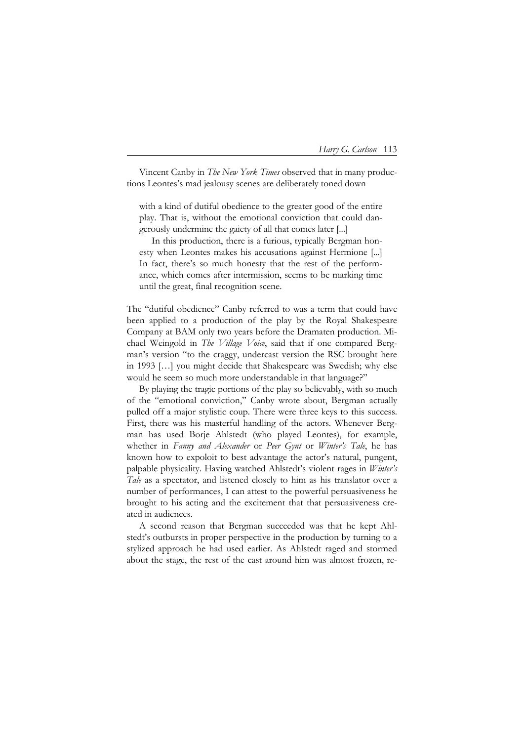Vincent Canby in *The New York Times* observed that in many productions Leontes's mad jealousy scenes are deliberately toned down

> with a kind of dutiful obedience to the greater good of the entire play. That is, without the emotional conviction that could dangerously undermine the gaiety of all that comes later [...]
>
> In this production, there is a furious, typically Bergman honesty when Leontes makes his accusations against Hermione [...] In fact, there's so much honesty that the rest of the performance, which comes after intermission, seems to be marking time until the great, final recognition scene.

The "dutiful obedience" Canby referred to was a term that could have been applied to a production of the play by the Royal Shakespeare Company at BAM only two years before the Dramaten production. Michael Weingold in *The Village Voice*, said that if one compared Bergman's version "to the craggy, undercast version the RSC brought here in 1993 […] you might decide that Shakespeare was Swedish; why else would he seem so much more understandable in that language?"

By playing the tragic portions of the play so believably, with so much of the "emotional conviction," Canby wrote about, Bergman actually pulled off a major stylistic coup. There were three keys to this success. First, there was his masterful handling of the actors. Whenever Bergman has used Borje Ahlstedt (who played Leontes), for example, whether in *Fanny and Alexander* or *Peer Gynt* or *Winter's Tale*, he has known how to expoloit to best advantage the actor's natural, pungent, palpable physicality. Having watched Ahlstedt's violent rages in *Winter's Tale* as a spectator, and listened closely to him as his translator over a number of performances, I can attest to the powerful persuasiveness he brought to his acting and the excitement that that persuasiveness created in audiences.

A second reason that Bergman succeeded was that he kept Ahlstedt's outbursts in proper perspective in the production by turning to a stylized approach he had used earlier. As Ahlstedt raged and stormed about the stage, the rest of the cast around him was almost frozen, re-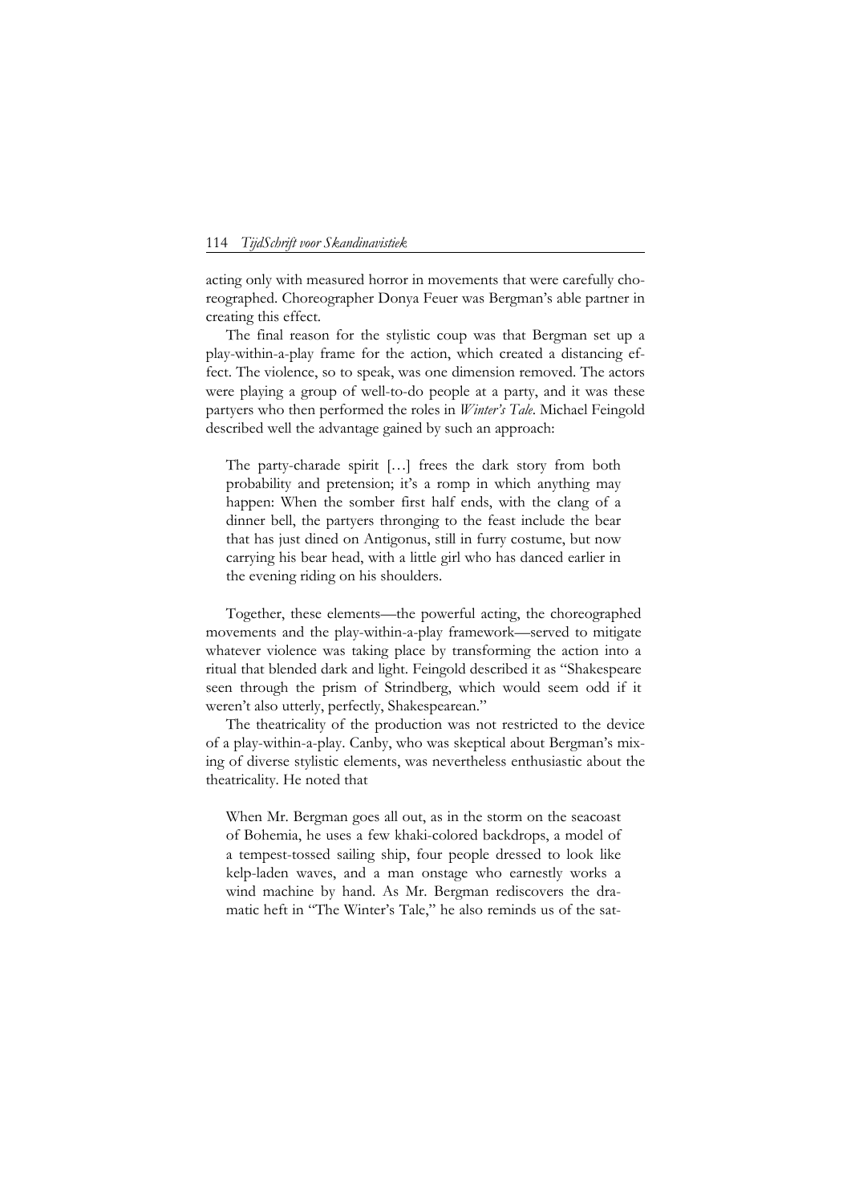acting only with measured horror in movements that were carefully choreographed. Choreographer Donya Feuer was Bergman's able partner in creating this effect.

The final reason for the stylistic coup was that Bergman set up a play-within-a-play frame for the action, which created a distancing effect. The violence, so to speak, was one dimension removed. The actors were playing a group of well-to-do people at a party, and it was these partyers who then performed the roles in *Winter's Tale*. Michael Feingold described well the advantage gained by such an approach:

> The party-charade spirit […] frees the dark story from both probability and pretension; it's a romp in which anything may happen: When the somber first half ends, with the clang of a dinner bell, the partyers thronging to the feast include the bear that has just dined on Antigonus, still in furry costume, but now carrying his bear head, with a little girl who has danced earlier in the evening riding on his shoulders.

Together, these elements—the powerful acting, the choreographed movements and the play-within-a-play framework—served to mitigate whatever violence was taking place by transforming the action into a ritual that blended dark and light. Feingold described it as "Shakespeare seen through the prism of Strindberg, which would seem odd if it weren't also utterly, perfectly, Shakespearean."

The theatricality of the production was not restricted to the device of a play-within-a-play. Canby, who was skeptical about Bergman's mixing of diverse stylistic elements, was nevertheless enthusiastic about the theatricality. He noted that

> When Mr. Bergman goes all out, as in the storm on the seacoast of Bohemia, he uses a few khaki-colored backdrops, a model of a tempest-tossed sailing ship, four people dressed to look like kelp-laden waves, and a man onstage who earnestly works a wind machine by hand. As Mr. Bergman rediscovers the dramatic heft in "The Winter's Tale," he also reminds us of the sat-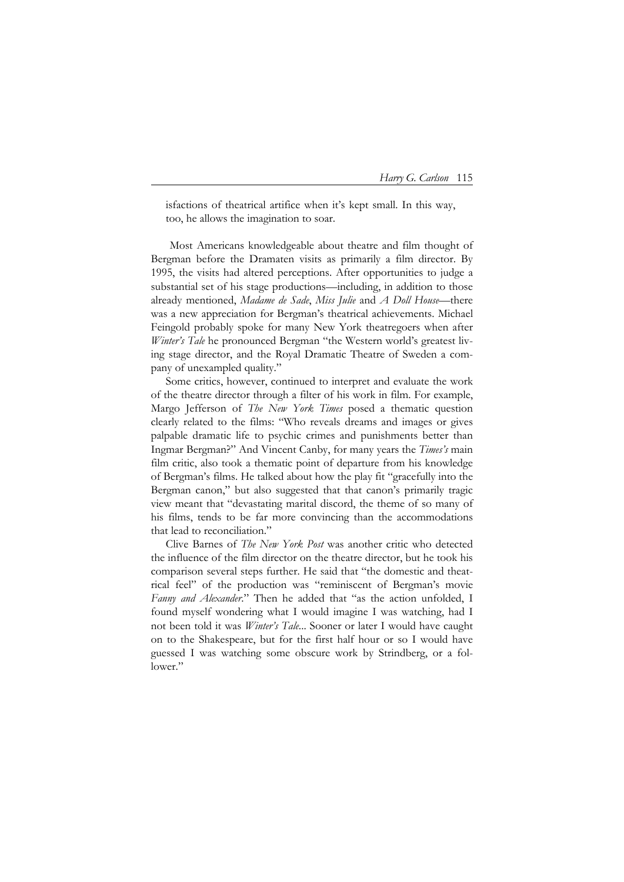isfactions of theatrical artifice when it's kept small. In this way, too, he allows the imagination to soar.

Most Americans knowledgeable about theatre and film thought of Bergman before the Dramaten visits as primarily a film director. By 1995, the visits had altered perceptions. After opportunities to judge a substantial set of his stage productions—including, in addition to those already mentioned, *Madame de Sade*, *Miss Julie* and *A Doll House*—there was a new appreciation for Bergman's theatrical achievements. Michael Feingold probably spoke for many New York theatregoers when after *Winter's Tale* he pronounced Bergman "the Western world's greatest living stage director, and the Royal Dramatic Theatre of Sweden a company of unexampled quality."

Some critics, however, continued to interpret and evaluate the work of the theatre director through a filter of his work in film. For example, Margo Jefferson of *The New York Times* posed a thematic question clearly related to the films: "Who reveals dreams and images or gives palpable dramatic life to psychic crimes and punishments better than Ingmar Bergman?" And Vincent Canby, for many years the *Times's* main film critic, also took a thematic point of departure from his knowledge of Bergman's films. He talked about how the play fit "gracefully into the Bergman canon," but also suggested that that canon's primarily tragic view meant that "devastating marital discord, the theme of so many of his films, tends to be far more convincing than the accommodations that lead to reconciliation."

Clive Barnes of *The New York Post* was another critic who detected the influence of the film director on the theatre director, but he took his comparison several steps further. He said that "the domestic and theatrical feel" of the production was "reminiscent of Bergman's movie *Fanny and Alexander*." Then he added that "as the action unfolded, I found myself wondering what I would imagine I was watching, had I not been told it was *Winter's Tale*... Sooner or later I would have caught on to the Shakespeare, but for the first half hour or so I would have guessed I was watching some obscure work by Strindberg, or a follower."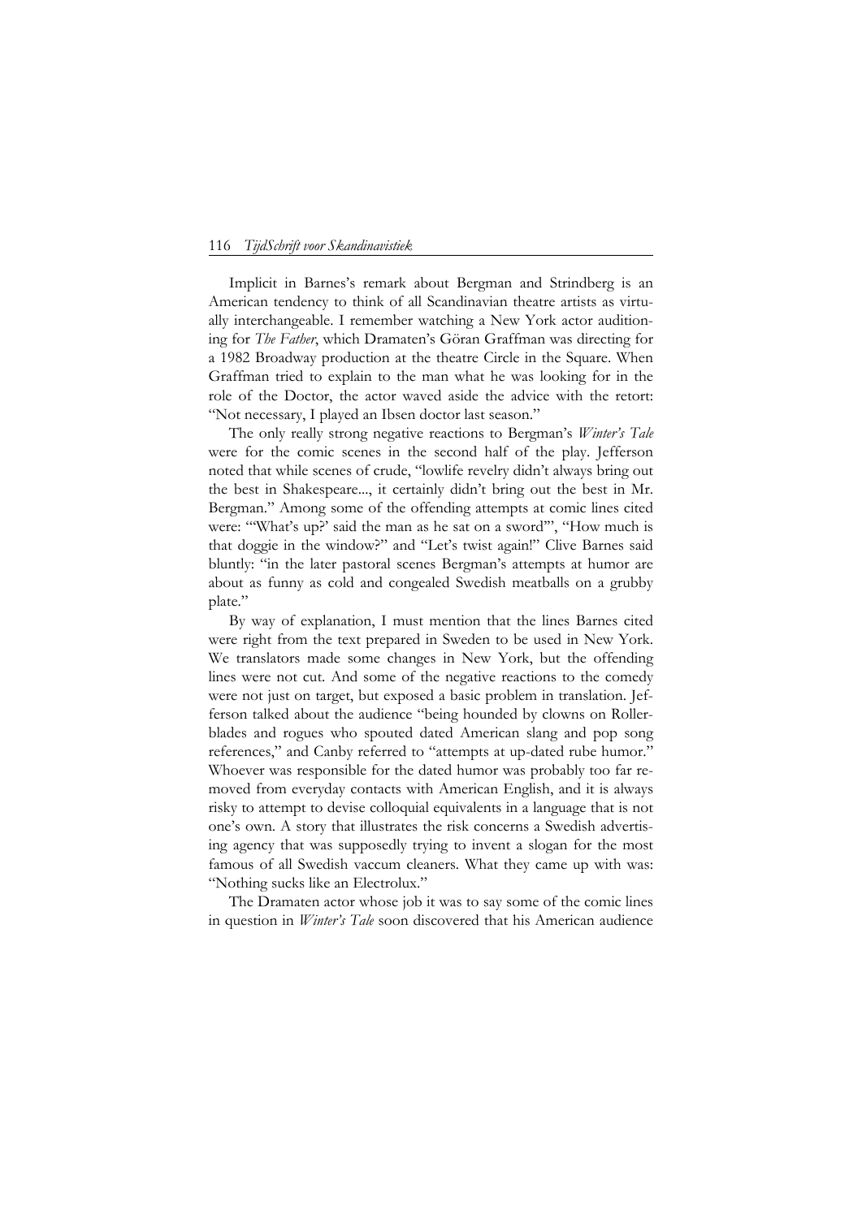Implicit in Barnes's remark about Bergman and Strindberg is an American tendency to think of all Scandinavian theatre artists as virtually interchangeable. I remember watching a New York actor auditioning for *The Father*, which Dramaten's Göran Graffman was directing for a 1982 Broadway production at the theatre Circle in the Square. When Graffman tried to explain to the man what he was looking for in the role of the Doctor, the actor waved aside the advice with the retort: "Not necessary, I played an Ibsen doctor last season."

The only really strong negative reactions to Bergman's *Winter's Tale* were for the comic scenes in the second half of the play. Jefferson noted that while scenes of crude, "lowlife revelry didn't always bring out the best in Shakespeare..., it certainly didn't bring out the best in Mr. Bergman." Among some of the offending attempts at comic lines cited were: "'What's up?' said the man as he sat on a sword'", "How much is that doggie in the window?" and "Let's twist again!" Clive Barnes said bluntly: "in the later pastoral scenes Bergman's attempts at humor are about as funny as cold and congealed Swedish meatballs on a grubby plate."

By way of explanation, I must mention that the lines Barnes cited were right from the text prepared in Sweden to be used in New York. We translators made some changes in New York, but the offending lines were not cut. And some of the negative reactions to the comedy were not just on target, but exposed a basic problem in translation. Jefferson talked about the audience "being hounded by clowns on Rollerblades and rogues who spouted dated American slang and pop song references," and Canby referred to "attempts at up-dated rube humor." Whoever was responsible for the dated humor was probably too far removed from everyday contacts with American English, and it is always risky to attempt to devise colloquial equivalents in a language that is not one's own. A story that illustrates the risk concerns a Swedish advertising agency that was supposedly trying to invent a slogan for the most famous of all Swedish vaccum cleaners. What they came up with was: "Nothing sucks like an Electrolux."

The Dramaten actor whose job it was to say some of the comic lines in question in *Winter's Tale* soon discovered that his American audience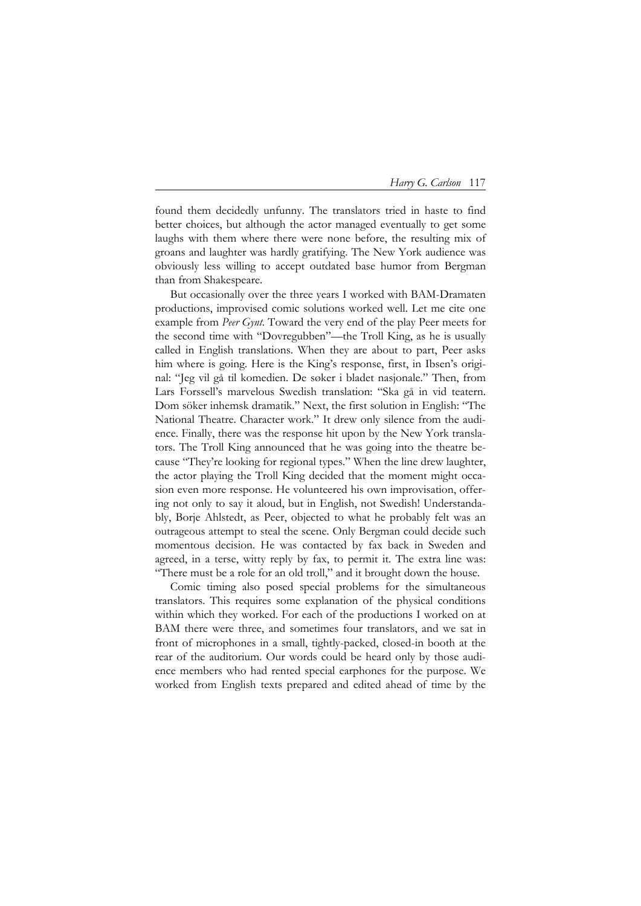found them decidedly unfunny. The translators tried in haste to find better choices, but although the actor managed eventually to get some laughs with them where there were none before, the resulting mix of groans and laughter was hardly gratifying. The New York audience was obviously less willing to accept outdated base humor from Bergman than from Shakespeare.

But occasionally over the three years I worked with BAM-Dramaten productions, improvised comic solutions worked well. Let me cite one example from *Peer Gynt*. Toward the very end of the play Peer meets for the second time with "Dovregubben"—the Troll King, as he is usually called in English translations. When they are about to part, Peer asks him where is going. Here is the King's response, first, in Ibsen's original: "Jeg vil gå til komedien. De søker i bladet nasjonale." Then, from Lars Forssell's marvelous Swedish translation: "Ska gå in vid teatern. Dom söker inhemsk dramatik." Next, the first solution in English: "The National Theatre. Character work." It drew only silence from the audience. Finally, there was the response hit upon by the New York translators. The Troll King announced that he was going into the theatre because "They're looking for regional types." When the line drew laughter, the actor playing the Troll King decided that the moment might occasion even more response. He volunteered his own improvisation, offering not only to say it aloud, but in English, not Swedish! Understandably, Borje Ahlstedt, as Peer, objected to what he probably felt was an outrageous attempt to steal the scene. Only Bergman could decide such momentous decision. He was contacted by fax back in Sweden and agreed, in a terse, witty reply by fax, to permit it. The extra line was: "There must be a role for an old troll," and it brought down the house.

Comic timing also posed special problems for the simultaneous translators. This requires some explanation of the physical conditions within which they worked. For each of the productions I worked on at BAM there were three, and sometimes four translators, and we sat in front of microphones in a small, tightly-packed, closed-in booth at the rear of the auditorium. Our words could be heard only by those audience members who had rented special earphones for the purpose. We worked from English texts prepared and edited ahead of time by the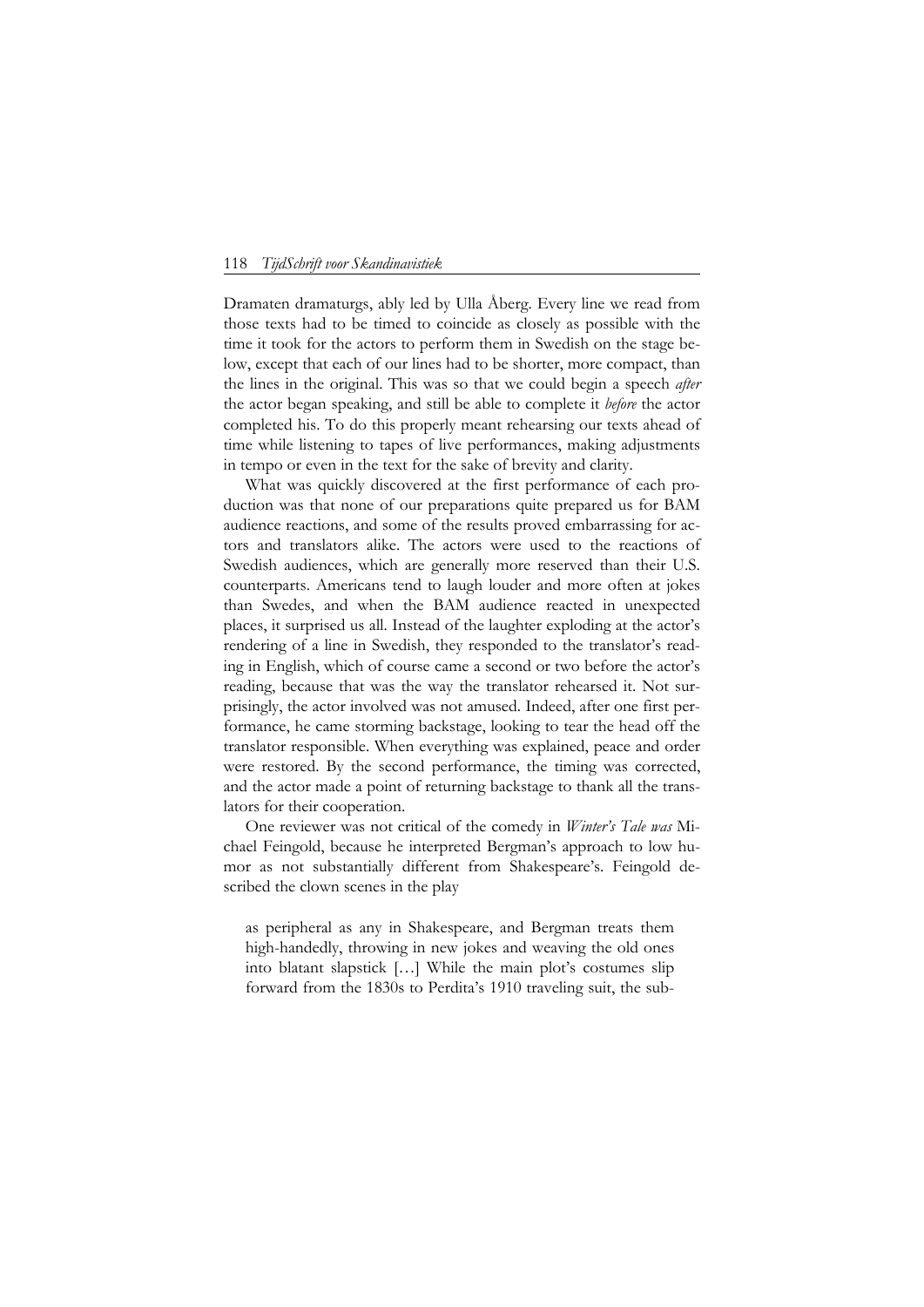Dramaten dramaturgs, ably led by Ulla Åberg. Every line we read from those texts had to be timed to coincide as closely as possible with the time it took for the actors to perform them in Swedish on the stage below, except that each of our lines had to be shorter, more compact, than the lines in the original. This was so that we could begin a speech *after* the actor began speaking, and still be able to complete it *before* the actor completed his. To do this properly meant rehearsing our texts ahead of time while listening to tapes of live performances, making adjustments in tempo or even in the text for the sake of brevity and clarity.

What was quickly discovered at the first performance of each production was that none of our preparations quite prepared us for BAM audience reactions, and some of the results proved embarrassing for actors and translators alike. The actors were used to the reactions of Swedish audiences, which are generally more reserved than their U.S. counterparts. Americans tend to laugh louder and more often at jokes than Swedes, and when the BAM audience reacted in unexpected places, it surprised us all. Instead of the laughter exploding at the actor's rendering of a line in Swedish, they responded to the translator's reading in English, which of course came a second or two before the actor's reading, because that was the way the translator rehearsed it. Not surprisingly, the actor involved was not amused. Indeed, after one first performance, he came storming backstage, looking to tear the head off the translator responsible. When everything was explained, peace and order were restored. By the second performance, the timing was corrected, and the actor made a point of returning backstage to thank all the translators for their cooperation.

One reviewer was not critical of the comedy in *Winter's Tale was* Michael Feingold, because he interpreted Bergman's approach to low humor as not substantially different from Shakespeare's. Feingold described the clown scenes in the play

> as peripheral as any in Shakespeare, and Bergman treats them high-handedly, throwing in new jokes and weaving the old ones into blatant slapstick […] While the main plot's costumes slip forward from the 1830s to Perdita's 1910 traveling suit, the sub-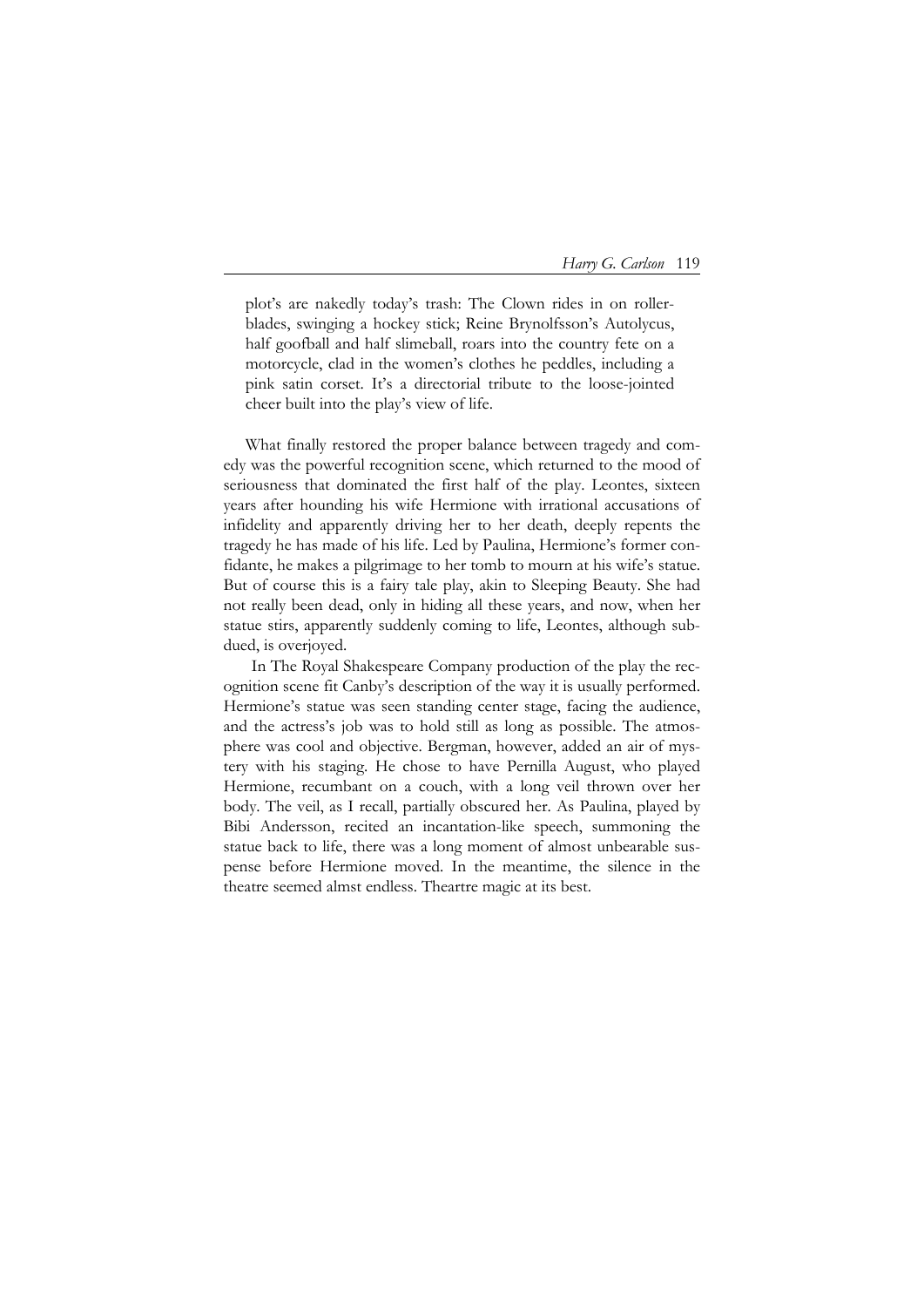> plot's are nakedly today's trash: The Clown rides in on roller-blades, swinging a hockey stick; Reine Brynolfsson's Autolycus, half goofball and half slimeball, roars into the country fete on a motorcycle, clad in the women's clothes he peddles, including a pink satin corset. It's a directorial tribute to the loose-jointed cheer built into the play's view of life.

What finally restored the proper balance between tragedy and comedy was the powerful recognition scene, which returned to the mood of seriousness that dominated the first half of the play. Leontes, sixteen years after hounding his wife Hermione with irrational accusations of infidelity and apparently driving her to her death, deeply repents the tragedy he has made of his life. Led by Paulina, Hermione's former confidante, he makes a pilgrimage to her tomb to mourn at his wife's statue. But of course this is a fairy tale play, akin to Sleeping Beauty. She had not really been dead, only in hiding all these years, and now, when her statue stirs, apparently suddenly coming to life, Leontes, although subdued, is overjoyed.

In The Royal Shakespeare Company production of the play the recognition scene fit Canby's description of the way it is usually performed. Hermione's statue was seen standing center stage, facing the audience, and the actress's job was to hold still as long as possible. The atmosphere was cool and objective. Bergman, however, added an air of mystery with his staging. He chose to have Pernilla August, who played Hermione, recumbant on a couch, with a long veil thrown over her body. The veil, as I recall, partially obscured her. As Paulina, played by Bibi Andersson, recited an incantation-like speech, summoning the statue back to life, there was a long moment of almost unbearable suspense before Hermione moved. In the meantime, the silence in the theatre seemed almst endless. Theartre magic at its best.